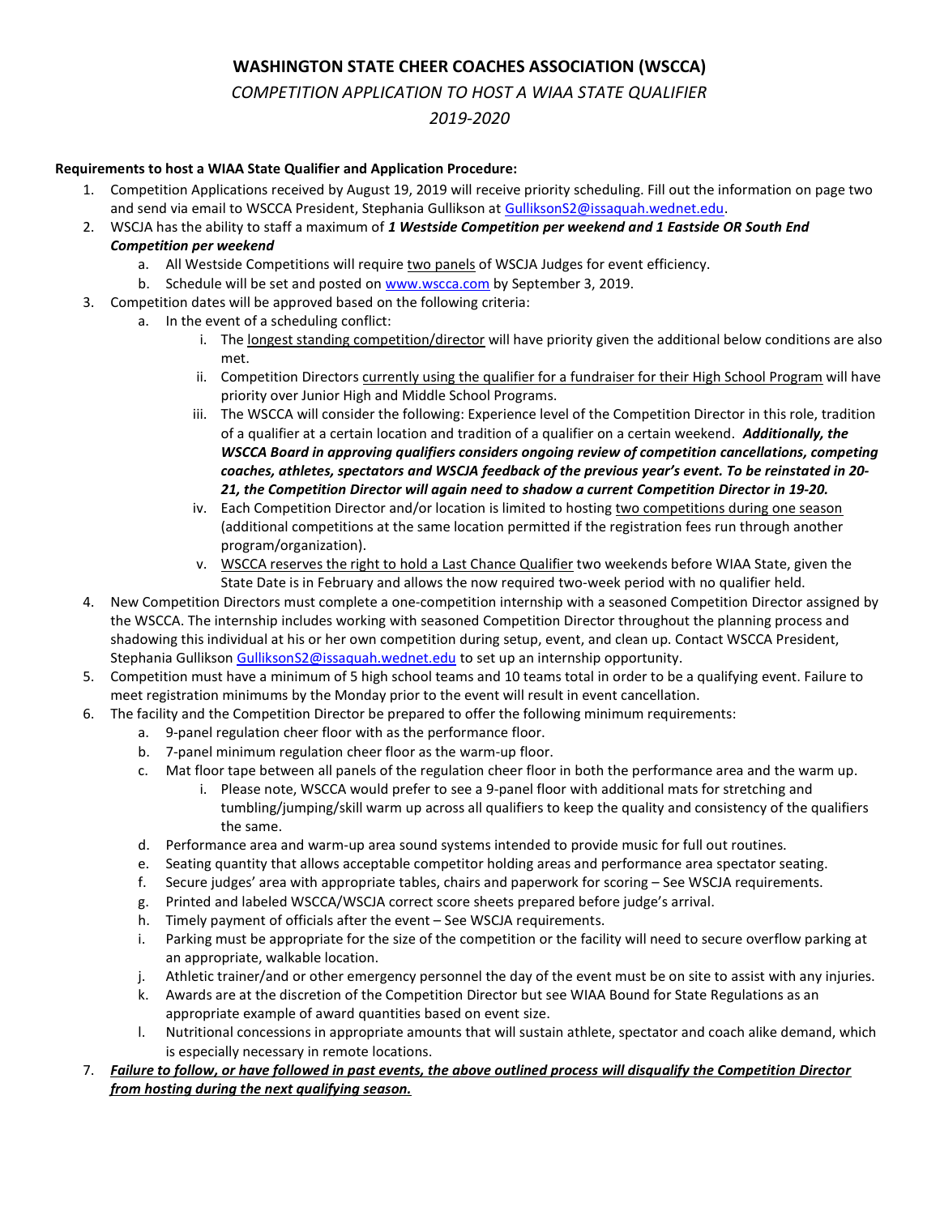# WASHINGTON STATE CHEER COACHES ASSOCIATION (WSCCA)

*COMPETITION APPLICATION TO HOST A WIAA STATE QUALIFIER*

*2019-2020*

**Requirements to host a WIAA State Qualifier and Application Procedure:**

1. Competition Applications received by August 19, 2019 will receive priority scheduling. Fill out the information on page two and send via email to WSCCA President, Stephania Gullikson at GulliksonS2@issaquah.wednet.edu.
2. WSCJA has the ability to staff a maximum of ***1 Westside Competition per weekend and 1 Eastside OR South End Competition per weekend***
   a. All Westside Competitions will require two panels of WSCJA Judges for event efficiency.
   b. Schedule will be set and posted on www.wscca.com by September 3, 2019.
3. Competition dates will be approved based on the following criteria:
   a. In the event of a scheduling conflict:
      i. The longest standing competition/director will have priority given the additional below conditions are also met.
      ii. Competition Directors currently using the qualifier for a fundraiser for their High School Program will have priority over Junior High and Middle School Programs.
      iii. The WSCCA will consider the following: Experience level of the Competition Director in this role, tradition of a qualifier at a certain location and tradition of a qualifier on a certain weekend. ***Additionally, the WSCCA Board in approving qualifiers considers ongoing review of competition cancellations, competing coaches, athletes, spectators and WSCJA feedback of the previous year's event. To be reinstated in 20-21, the Competition Director will again need to shadow a current Competition Director in 19-20.***
      iv. Each Competition Director and/or location is limited to hosting two competitions during one season (additional competitions at the same location permitted if the registration fees run through another program/organization).
      v. WSCCA reserves the right to hold a Last Chance Qualifier two weekends before WIAA State, given the State Date is in February and allows the now required two-week period with no qualifier held.
4. New Competition Directors must complete a one-competition internship with a seasoned Competition Director assigned by the WSCCA. The internship includes working with seasoned Competition Director throughout the planning process and shadowing this individual at his or her own competition during setup, event, and clean up. Contact WSCCA President, Stephania Gullikson GulliksonS2@issaquah.wednet.edu to set up an internship opportunity.
5. Competition must have a minimum of 5 high school teams and 10 teams total in order to be a qualifying event. Failure to meet registration minimums by the Monday prior to the event will result in event cancellation.
6. The facility and the Competition Director be prepared to offer the following minimum requirements:
   a. 9-panel regulation cheer floor with as the performance floor.
   b. 7-panel minimum regulation cheer floor as the warm-up floor.
   c. Mat floor tape between all panels of the regulation cheer floor in both the performance area and the warm up.
      i. Please note, WSCCA would prefer to see a 9-panel floor with additional mats for stretching and tumbling/jumping/skill warm up across all qualifiers to keep the quality and consistency of the qualifiers the same.
   d. Performance area and warm-up area sound systems intended to provide music for full out routines.
   e. Seating quantity that allows acceptable competitor holding areas and performance area spectator seating.
   f. Secure judges' area with appropriate tables, chairs and paperwork for scoring – See WSCJA requirements.
   g. Printed and labeled WSCCA/WSCJA correct score sheets prepared before judge's arrival.
   h. Timely payment of officials after the event – See WSCJA requirements.
   i. Parking must be appropriate for the size of the competition or the facility will need to secure overflow parking at an appropriate, walkable location.
   j. Athletic trainer/and or other emergency personnel the day of the event must be on site to assist with any injuries.
   k. Awards are at the discretion of the Competition Director but see WIAA Bound for State Regulations as an appropriate example of award quantities based on event size.
   l. Nutritional concessions in appropriate amounts that will sustain athlete, spectator and coach alike demand, which is especially necessary in remote locations.
7. ***Failure to follow, or have followed in past events, the above outlined process will disqualify the Competition Director from hosting during the next qualifying season.***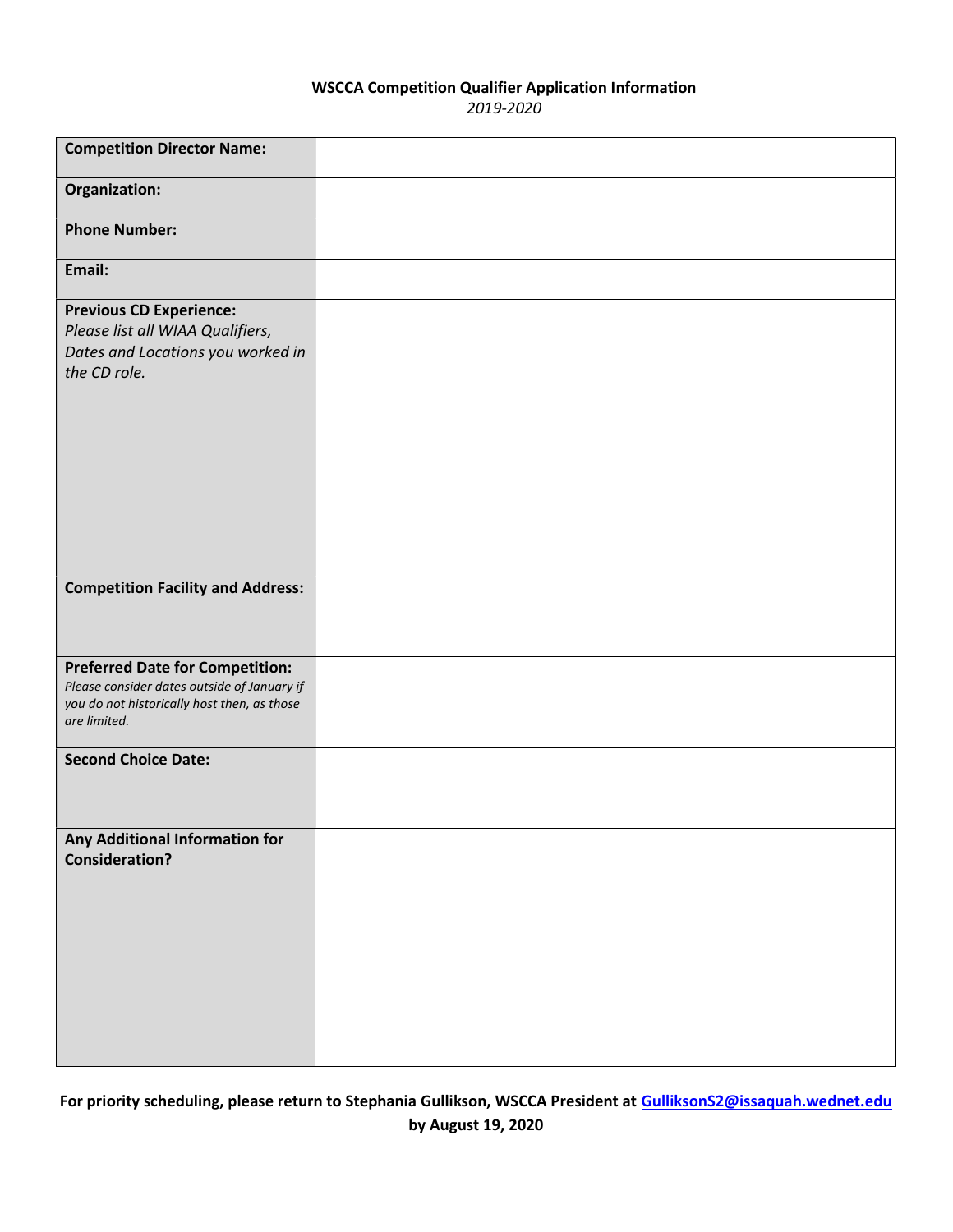**WSCCA Competition Qualifier Application Information**

*2019-2020*

| | |
|---|---|
| **Competition Director Name:** | |
| **Organization:** | |
| **Phone Number:** | |
| **Email:** | |
| **Previous CD Experience:** *Please list all WIAA Qualifiers, Dates and Locations you worked in the CD role.* | |
| **Competition Facility and Address:** | |
| **Preferred Date for Competition:** *Please consider dates outside of January if you do not historically host then, as those are limited.* | |
| **Second Choice Date:** | |
| **Any Additional Information for Consideration?** | |

**For priority scheduling, please return to Stephania Gullikson, WSCCA President at [GulliksonS2@issaquah.wednet.edu](mailto:GulliksonS2@issaquah.wednet.edu) by August 19, 2020**